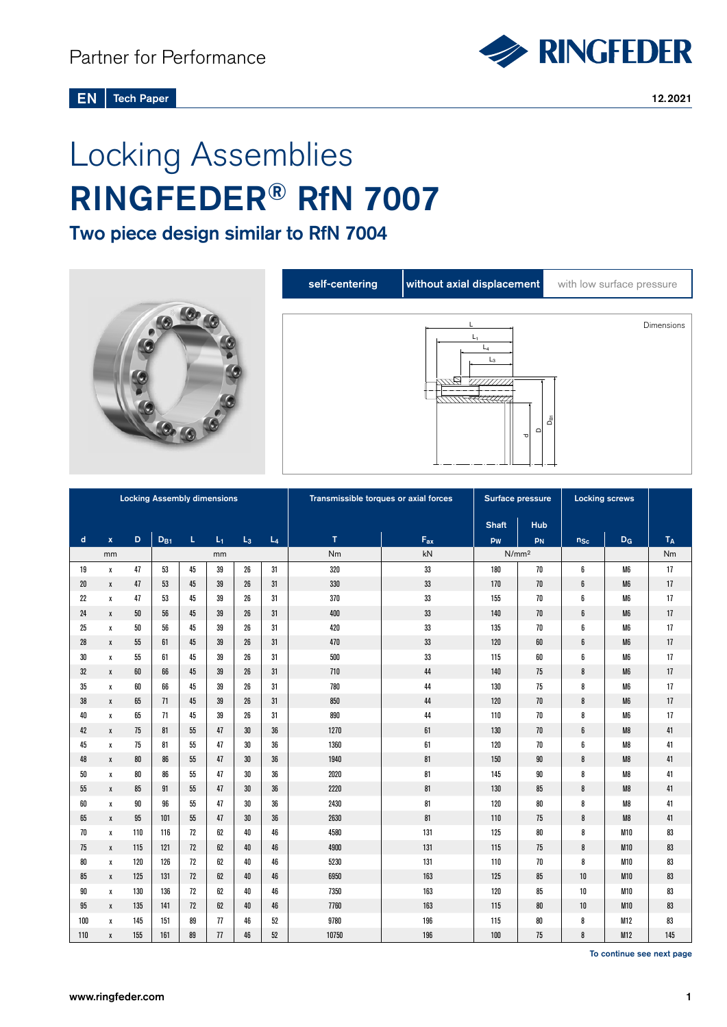Partner for Performance

EN | Tech Paper

12.2021

# Locking Assemblies

# RINGFEDER® RfN 7007

## Two piece design similar to RfN 7004

self-centering | without axial displacement | with low surface pressure

Dimensions

| Locking Assembly dimensions | | | | | | | | Transmissible torques or axial forces | | Surface pressure | | Locking screws | | |
|---|---|---|---|---|---|---|---|---|---|---|---|---|---|---|
| | | | | | | | | | | Shaft | Hub | | | |
| d | x | D | $D_{B1}$ | L | $L_1$ | $L_3$ | $L_4$ | T | $F_{ax}$ | $p_W$ | $p_N$ | $n_{Sc}$ | $D_G$ | $T_A$ |
| mm | | | | mm | | | | Nm | kN | N/mm² | | | | Nm |
| 19 | x | 47 | 53 | 45 | 39 | 26 | 31 | 320 | 33 | 180 | 70 | 6 | M6 | 17 |
| 20 | x | 47 | 53 | 45 | 39 | 26 | 31 | 330 | 33 | 170 | 70 | 6 | M6 | 17 |
| 22 | x | 47 | 53 | 45 | 39 | 26 | 31 | 370 | 33 | 155 | 70 | 6 | M6 | 17 |
| 24 | x | 50 | 56 | 45 | 39 | 26 | 31 | 400 | 33 | 140 | 70 | 6 | M6 | 17 |
| 25 | x | 50 | 56 | 45 | 39 | 26 | 31 | 420 | 33 | 135 | 70 | 6 | M6 | 17 |
| 28 | x | 55 | 61 | 45 | 39 | 26 | 31 | 470 | 33 | 120 | 60 | 6 | M6 | 17 |
| 30 | x | 55 | 61 | 45 | 39 | 26 | 31 | 500 | 33 | 115 | 60 | 6 | M6 | 17 |
| 32 | x | 60 | 66 | 45 | 39 | 26 | 31 | 710 | 44 | 140 | 75 | 8 | M6 | 17 |
| 35 | x | 60 | 66 | 45 | 39 | 26 | 31 | 780 | 44 | 130 | 75 | 8 | M6 | 17 |
| 38 | x | 65 | 71 | 45 | 39 | 26 | 31 | 850 | 44 | 120 | 70 | 8 | M6 | 17 |
| 40 | x | 65 | 71 | 45 | 39 | 26 | 31 | 890 | 44 | 110 | 70 | 8 | M6 | 17 |
| 42 | x | 75 | 81 | 55 | 47 | 30 | 36 | 1270 | 61 | 130 | 70 | 6 | M8 | 41 |
| 45 | x | 75 | 81 | 55 | 47 | 30 | 36 | 1360 | 61 | 120 | 70 | 6 | M8 | 41 |
| 48 | x | 80 | 86 | 55 | 47 | 30 | 36 | 1940 | 81 | 150 | 90 | 8 | M8 | 41 |
| 50 | x | 80 | 86 | 55 | 47 | 30 | 36 | 2020 | 81 | 145 | 90 | 8 | M8 | 41 |
| 55 | x | 85 | 91 | 55 | 47 | 30 | 36 | 2220 | 81 | 130 | 85 | 8 | M8 | 41 |
| 60 | x | 90 | 96 | 55 | 47 | 30 | 36 | 2430 | 81 | 120 | 80 | 8 | M8 | 41 |
| 65 | x | 95 | 101 | 55 | 47 | 30 | 36 | 2630 | 81 | 110 | 75 | 8 | M8 | 41 |
| 70 | x | 110 | 116 | 72 | 62 | 40 | 46 | 4580 | 131 | 125 | 80 | 8 | M10 | 83 |
| 75 | x | 115 | 121 | 72 | 62 | 40 | 46 | 4900 | 131 | 115 | 75 | 8 | M10 | 83 |
| 80 | x | 120 | 126 | 72 | 62 | 40 | 46 | 5230 | 131 | 110 | 70 | 8 | M10 | 83 |
| 85 | x | 125 | 131 | 72 | 62 | 40 | 46 | 6950 | 163 | 125 | 85 | 10 | M10 | 83 |
| 90 | x | 130 | 136 | 72 | 62 | 40 | 46 | 7350 | 163 | 120 | 85 | 10 | M10 | 83 |
| 95 | x | 135 | 141 | 72 | 62 | 40 | 46 | 7760 | 163 | 115 | 80 | 10 | M10 | 83 |
| 100 | x | 145 | 151 | 89 | 77 | 46 | 52 | 9780 | 196 | 115 | 80 | 8 | M12 | 83 |
| 110 | x | 155 | 161 | 89 | 77 | 46 | 52 | 10750 | 196 | 100 | 75 | 8 | M12 | 145 |

To continue see next page

www.ringfeder.com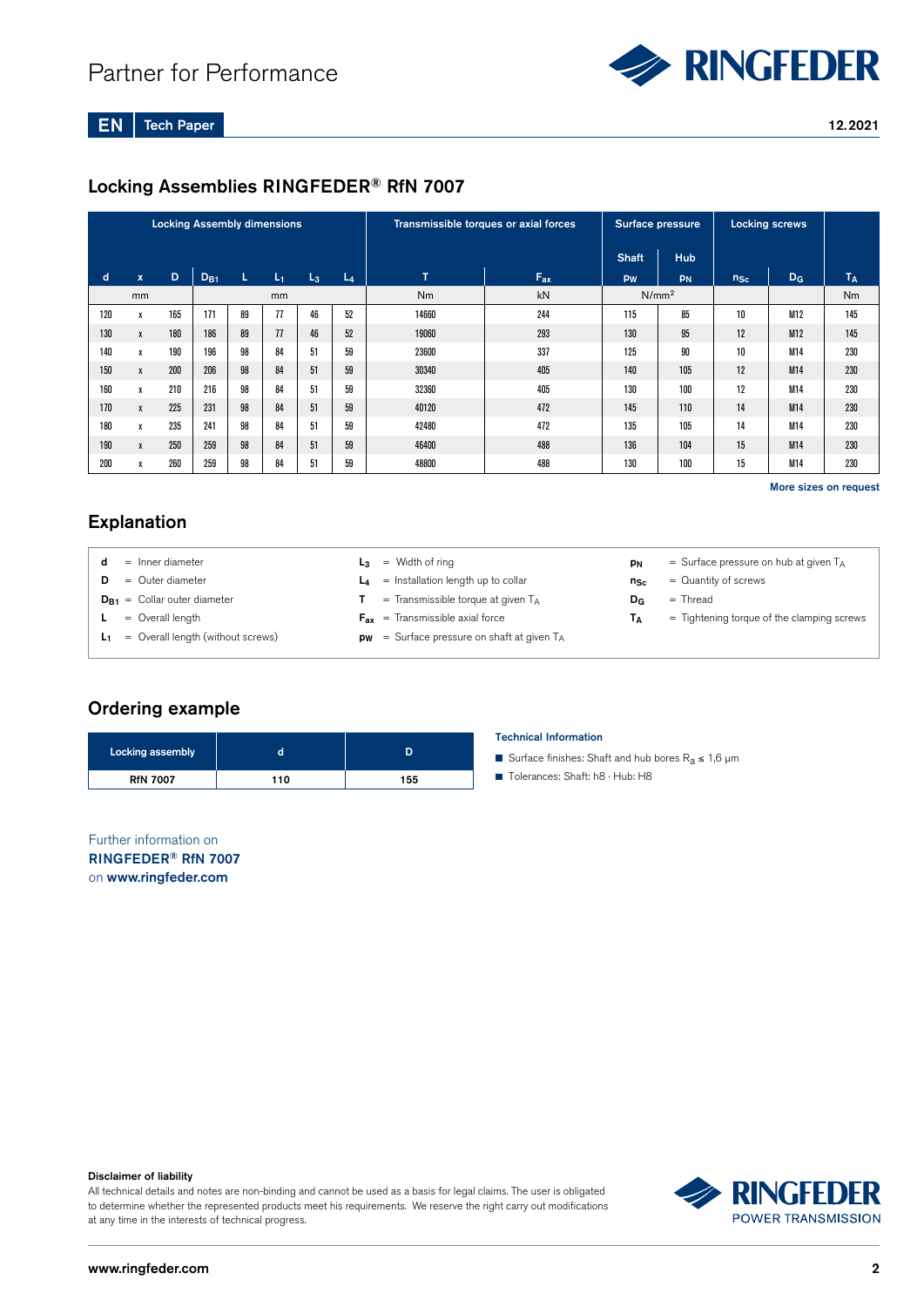## Locking Assemblies RINGFEDER® RfN 7007

| Locking Assembly dimensions | | | | | | | | Transmissible torques or axial forces | | Surface pressure | | Locking screws | | |
|---|---|---|---|---|---|---|---|---|---|---|---|---|---|---|
| | | | | | | | | | | Shaft | Hub | | | |
| d | x | D | $D_{B1}$ | L | $L_1$ | $L_3$ | $L_4$ | T | $F_{ax}$ | $p_W$ | $p_N$ | $n_{Sc}$ | $D_G$ | $T_A$ |
| mm | | | mm | | | | | Nm | kN | N/mm² | | | | Nm |
| 120 | x | 165 | 171 | 89 | 77 | 46 | 52 | 14660 | 244 | 115 | 85 | 10 | M12 | 145 |
| 130 | x | 180 | 186 | 89 | 77 | 46 | 52 | 19060 | 293 | 130 | 95 | 12 | M12 | 145 |
| 140 | x | 190 | 196 | 98 | 84 | 51 | 59 | 23600 | 337 | 125 | 90 | 10 | M14 | 230 |
| 150 | x | 200 | 206 | 98 | 84 | 51 | 59 | 30340 | 405 | 140 | 105 | 12 | M14 | 230 |
| 160 | x | 210 | 216 | 98 | 84 | 51 | 59 | 32360 | 405 | 130 | 100 | 12 | M14 | 230 |
| 170 | x | 225 | 231 | 98 | 84 | 51 | 59 | 40120 | 472 | 145 | 110 | 14 | M14 | 230 |
| 180 | x | 235 | 241 | 98 | 84 | 51 | 59 | 42480 | 472 | 135 | 105 | 14 | M14 | 230 |
| 190 | x | 250 | 259 | 98 | 84 | 51 | 59 | 46400 | 488 | 136 | 104 | 15 | M14 | 230 |
| 200 | x | 260 | 259 | 98 | 84 | 51 | 59 | 48800 | 488 | 130 | 100 | 15 | M14 | 230 |

More sizes on request

## Explanation

- **d** = Inner diameter
- **D** = Outer diameter
- **$D_{B1}$** = Collar outer diameter
- **L** = Overall length
- **$L_1$** = Overall length (without screws)
- **$L_3$** = Width of ring
- **$L_4$** = Installation length up to collar
- **T** = Transmissible torque at given $T_A$
- **$F_{ax}$** = Transmissible axial force
- **$p_W$** = Surface pressure on shaft at given $T_A$
- **$p_N$** = Surface pressure on hub at given $T_A$
- **$n_{Sc}$** = Quantity of screws
- **$D_G$** = Thread
- **$T_A$** = Tightening torque of the clamping screws

## Ordering example

| Locking assembly | d | D |
|---|---|---|
| RfN 7007 | 110 | 155 |

**Technical Information**

- Surface finishes: Shaft and hub bores $R_a \leq 1{,}6$ µm
- Tolerances: Shaft: h8 · Hub: H8

Further information on
**RINGFEDER® RfN 7007**
on **www.ringfeder.com**

**Disclaimer of liability**
All technical details and notes are non-binding and cannot be used as a basis for legal claims. The user is obligated to determine whether the represented products meet his requirements. We reserve the right carry out modifications at any time in the interests of technical progress.